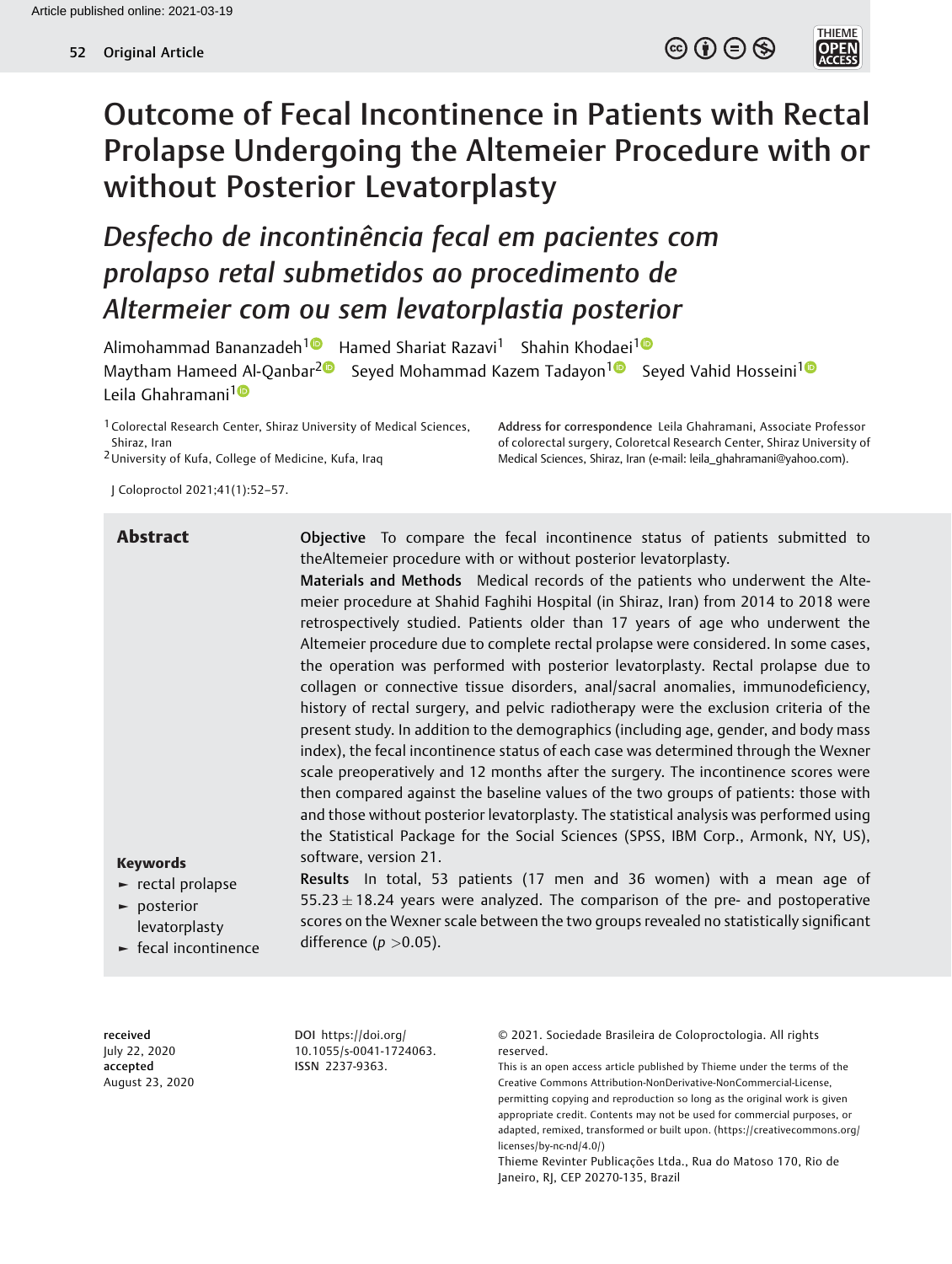Article published online: 2021-03-19

# Outcome of Fecal Incontinence in Patients with Rectal Prolapse Undergoing the Altemeier Procedure with or without Posterior Levatorplasty

## *Desfecho de incontinência fecal em pacientes com prolapso retal submetidos ao procedimento de Altermeier com ou sem levatorplastia posterior*

Alimohammad Bananzadeh[1] Hamed Shariat Razavi[1] Shahin Khodaei[1] Maytham Hameed Al-Qanbar[2] Seyed Mohammad Kazem Tadayon[1] Seyed Vahid Hosseini[1] Leila Ghahramani[1]

[1] Colorectal Research Center, Shiraz University of Medical Sciences, Shiraz, Iran
[2] University of Kufa, College of Medicine, Kufa, Iraq

**Address for correspondence** Leila Ghahramani, Associate Professor of colorectal surgery, Coloretcal Research Center, Shiraz University of Medical Sciences, Shiraz, Iran (e-mail: leila_ghahramani@yahoo.com).

J Coloproctol 2021;41(1):52–57.

## Abstract

**Objective** To compare the fecal incontinence status of patients submitted to theAltemeier procedure with or without posterior levatorplasty.

**Materials and Methods** Medical records of the patients who underwent the Altemeier procedure at Shahid Faghihi Hospital (in Shiraz, Iran) from 2014 to 2018 were retrospectively studied. Patients older than 17 years of age who underwent the Altemeier procedure due to complete rectal prolapse were considered. In some cases, the operation was performed with posterior levatorplasty. Rectal prolapse due to collagen or connective tissue disorders, anal/sacral anomalies, immunodeficiency, history of rectal surgery, and pelvic radiotherapy were the exclusion criteria of the present study. In addition to the demographics (including age, gender, and body mass index), the fecal incontinence status of each case was determined through the Wexner scale preoperatively and 12 months after the surgery. The incontinence scores were then compared against the baseline values of the two groups of patients: those with and those without posterior levatorplasty. The statistcal analysis was performed using the Statistical Package for the Social Sciences (SPSS, IBM Corp., Armonk, NY, US), software, version 21.

**Results** In total, 53 patients (17 men and 36 women) with a mean age of $55.23 \pm 18.24$ years were analyzed. The comparison of the pre- and postoperative scores on the Wexner scale between the two groups revealed no statistically significant difference ($p > 0.05$).

**Keywords**

- rectal prolapse
- posterior levatorplasty
- fecal incontinence

**received** July 22, 2020
**accepted** August 23, 2020

**DOI** https://doi.org/10.1055/s-0041-1724063.
**ISSN** 2237-9363.

© 2021. Sociedade Brasileira de Coloproctologia. All rights reserved.
This is an open access article published by Thieme under the terms of the Creative Commons Attribution-NonDerivative-NonCommercial-License, permitting copying and reproduction so long as the original work is given appropriate credit. Contents may not be used for commercial purposes, or adapted, remixed, transformed or built upon. (https://creativecommons.org/licenses/by-nc-nd/4.0/)
Thieme Revinter Publicações Ltda., Rua do Matoso 170, Rio de Janeiro, RJ, CEP 20270-135, Brazil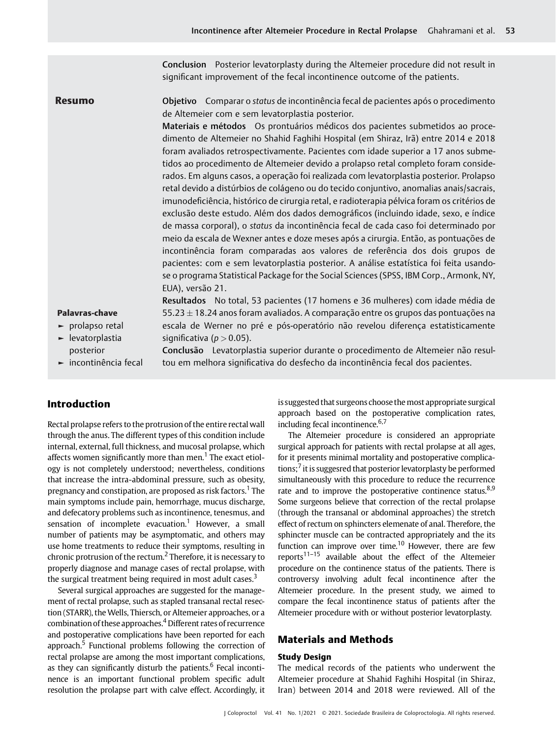**Conclusion** Posterior levatorplasty during the Altemeier procedure did not result in significant improvement of the fecal incontinence outcome of the patients.

## Resumo

**Objetivo** Comparar o *status* de incontinência fecal de pacientes após o procedimento de Altemeier com e sem levatorplastia posterior.

**Materiais e métodos** Os prontuários médicos dos pacientes submetidos ao procedimento de Altemeier no Shahid Faghihi Hospital (em Shiraz, Irã) entre 2014 e 2018 foram avaliados retrospectivamente. Pacientes com idade superior a 17 anos submetidos ao procedimento de Altemeier devido a prolapso retal completo foram considerados. Em alguns casos, a operação foi realizada com levatorplastia posterior. Prolapso retal devido a distúrbios de colágeno ou do tecido conjuntivo, anomalias anais/sacrais, imunodeficiência, histórico de cirurgia retal, e radioterapia pélvica foram os critérios de exclusão deste estudo. Além dos dados demográficos (incluindo idade, sexo, e índice de massa corporal), o *status* da incontinência fecal de cada caso foi determinado por meio da escala de Wexner antes e doze meses após a cirurgia. Então, as pontuações de incontinência foram comparadas aos valores de referência dos dois grupos de pacientes: com e sem levatorplastia posterior. A análise estatística foi feita usando-se o programa Statistical Package for the Social Sciences (SPSS, IBM Corp., Armonk, NY, EUA), versão 21.

**Resultados** No total, 53 pacientes (17 homens e 36 mulheres) com idade média de $55.23 \pm 18.24$ anos foram avaliados. A comparação entre os grupos das pontuações na escala de Werner no pré e pós-operatório não revelou diferença estatisticamente significativa ($p > 0.05$).

**Conclusão** Levatorplastia superior durante o procedimento de Altemeier não resultou em melhora significativa do desfecho da incontinência fecal dos pacientes.

**Palavras-chave**

- prolapso retal
- levatorplastia posterior
- incontinência fecal

## Introduction

Rectal prolapse refers to the protrusion of the entire rectal wall through the anus. The different types of this condition include internal, external, full thickness, and mucosal prolapse, which affects women significantly more than men.[1] The exact etiology is not completely understood; nevertheless, conditions that increase the intra-abdominal pressure, such as obesity, pregnancy and constipation, are proposed as risk factors.[1] The main symptoms include pain, hemorrhage, mucus discharge, and defecatory problems such as incontinence, tenesmus, and sensation of incomplete evacuation.[1] However, a small number of patients may be asymptomatic, and others may use home treatments to reduce their symptoms, resulting in chronic protrusion of the rectum.[2] Therefore, it is necessary to properly diagnose and manage cases of rectal prolapse, with the surgical treatment being required in most adult cases.[3]

Several surgical approaches are suggested for the management of rectal prolapse, such as stapled transanal rectal resection (STARR), the Wells, Thiersch, or Altemeier approaches, or a combination of these approaches.[4] Different rates of recurrence and postoperative complications have been reported for each approach.[5] Functional problems following the correction of rectal prolapse are among the most important complications, as they can significantly disturb the patients.[6] Fecal incontinence is an important functional problem specific adult resolution the prolapse part with calve effect. Accordingly, it is suggested that surgeons choose the most appropriate surgical approach based on the postoperative complication rates, including fecal incontinence.[6,7]

The Altemeier procedure is considered an appropriate surgical approach for patients with rectal prolapse at all ages, for it presents minimal mortality and postoperative complications;[7] it is suggesred that posterior levatorplasty be performed simultaneously with this procedure to reduce the recurrence rate and to improve the postoperative continence status.[8,9] Some surgeons believe that correction of the rectal prolapse (through the transanal or abdominal approaches) the stretch effect of rectum on sphincters elemenate of anal. Therefore, the sphincter muscle can be contracted appropriately and the its function can improve over time.[10] However, there are few reports[11–15] available about the effect of the Altemeier procedure on the continence status of the patients. There is controversy involving adult fecal incontinence after the Altemeier procedure. In the present study, we aimed to compare the fecal incontinence status of patients after the Altemeier procedure with or without posterior levatorplasty.

## Materials and Methods

### Study Design

The medical records of the patients who underwent the Altemeier procedure at Shahid Faghihi Hospital (in Shiraz, Iran) between 2014 and 2018 were reviewed. All of the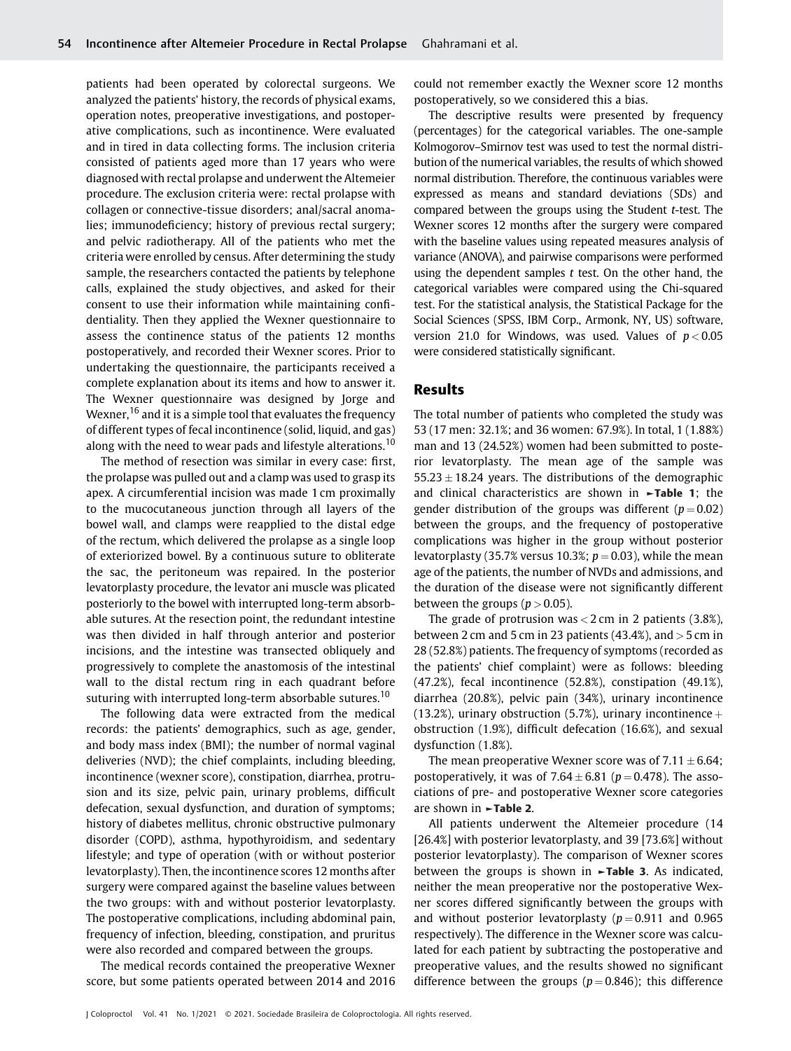patients had been operated by colorectal surgeons. We analyzed the patients' history, the records of physical exams, operation notes, preoperative investigations, and postoperative complications, such as incontinence. Were evaluated and in tired in data collecting forms. The inclusion criteria consisted of patients aged more than 17 years who were diagnosed with rectal prolapse and underwent the Altemeier procedure. The exclusion criteria were: rectal prolapse with collagen or connective-tissue disorders; anal/sacral anomalies; immunodeficiency; history of previous rectal surgery; and pelvic radiotherapy. All of the patients who met the criteria were enrolled by census. After determining the study sample, the researchers contacted the patients by telephone calls, explained the study objectives, and asked for their consent to use their information while maintaining confidentiality. Then they applied the Wexner questionnaire to assess the continence status of the patients 12 months postoperatively, and recorded their Wexner scores. Prior to undertaking the questionnaire, the participants received a complete explanation about its items and how to answer it. The Wexner questionnaire was designed by Jorge and Wexner,[16] and it is a simple tool that evaluates the frequency of different types of fecal incontinence (solid, liquid, and gas) along with the need to wear pads and lifestyle alterations.[10]

The method of resection was similar in every case: first, the prolapse was pulled out and a clamp was used to grasp its apex. A circumferential incision was made 1 cm proximally to the mucocutaneous junction through all layers of the bowel wall, and clamps were reapplied to the distal edge of the rectum, which delivered the prolapse as a single loop of exteriorized bowel. By a continuous suture to obliterate the sac, the peritoneum was repaired. In the posterior levatorplasty procedure, the levator ani muscle was plicated posteriorly to the bowel with interrupted long-term absorbable sutures. At the resection point, the redundant intestine was then divided in half through anterior and posterior incisions, and the intestine was transected obliquely and progressively to complete the anastomosis of the intestinal wall to the distal rectum ring in each quadrant before suturing with interrupted long-term absorbable sutures.[10]

The following data were extracted from the medical records: the patients' demographics, such as age, gender, and body mass index (BMI); the number of normal vaginal deliveries (NVD); the chief complaints, including bleeding, incontinence (wexner score), constipation, diarrhea, protrusion and its size, pelvic pain, urinary problems, difficult defecation, sexual dysfunction, and duration of symptoms; history of diabetes mellitus, chronic obstructive pulmonary disorder (COPD), asthma, hypothyroidism, and sedentary lifestyle; and type of operation (with or without posterior levatorplasty). Then, the incontinence scores 12 months after surgery were compared against the baseline values between the two groups: with and without posterior levatorplasty. The postoperative complications, including abdominal pain, frequency of infection, bleeding, constipation, and pruritus were also recorded and compared between the groups.

The medical records contained the preoperative Wexner score, but some patients operated between 2014 and 2016 could not remember exactly the Wexner score 12 months postoperatively, so we considered this a bias.

The descriptive results were presented by frequency (percentages) for the categorical variables. The one-sample Kolmogorov–Smirnov test was used to test the normal distribution of the numerical variables, the results of which showed normal distribution. Therefore, the continuous variables were expressed as means and standard deviations (SDs) and compared between the groups using the Student *t*-test. The Wexner scores 12 months after the surgery were compared with the baseline values using repeated measures analysis of variance (ANOVA), and pairwise comparisons were performed using the dependent samples *t* test. On the other hand, the categorical variables were compared using the Chi-squared test. For the statistical analysis, the Statistical Package for the Social Sciences (SPSS, IBM Corp., Armonk, NY, US) software, version 21.0 for Windows, was used. Values of $p < 0.05$ were considered statistically significant.

## Results

The total number of patients who completed the study was 53 (17 men: 32.1%; and 36 women: 67.9%). In total, 1 (1.88%) man and 13 (24.52%) women had been submitted to posterior levatorplasty. The mean age of the sample was $55.23 \pm 18.24$ years. The distributions of the demographic and clinical characteristics are shown in ►**Table 1**; the gender distribution of the groups was different ($p = 0.02$) between the groups, and the frequency of postoperative complications was higher in the group without posterior levatorplasty (35.7% versus 10.3%; $p = 0.03$), while the mean age of the patients, the number of NVDs and admissions, and the duration of the disease were not significantly different between the groups ($p > 0.05$).

The grade of protrusion was < 2 cm in 2 patients (3.8%), between 2 cm and 5 cm in 23 patients (43.4%), and > 5 cm in 28 (52.8%) patients. The frequency of symptoms (recorded as the patients' chief complaint) were as follows: bleeding (47.2%), fecal incontinence (52.8%), constipation (49.1%), diarrhea (20.8%), pelvic pain (34%), urinary incontinence (13.2%), urinary obstruction (5.7%), urinary incontinence + obstruction (1.9%), difficult defecation (16.6%), and sexual dysfunction (1.8%).

The mean preoperative Wexner score was of $7.11 \pm 6.64$; postoperatively, it was of $7.64 \pm 6.81$ ($p = 0.478$). The associations of pre- and postoperative Wexner score categories are shown in ►**Table 2**.

All patients underwent the Altemeier procedure (14 [26.4%] with posterior levatorplasty, and 39 [73.6%] without posterior levatorplasty). The comparison of Wexner scores between the groups is shown in ►**Table 3**. As indicated, neither the mean preoperative nor the postoperative Wexner scores differed significantly between the groups with and without posterior levatorplasty ($p = 0.911$ and 0.965 respectively). The difference in the Wexner score was calculated for each patient by subtracting the postoperative and preoperative values, and the results showed no significant difference between the groups ($p = 0.846$); this difference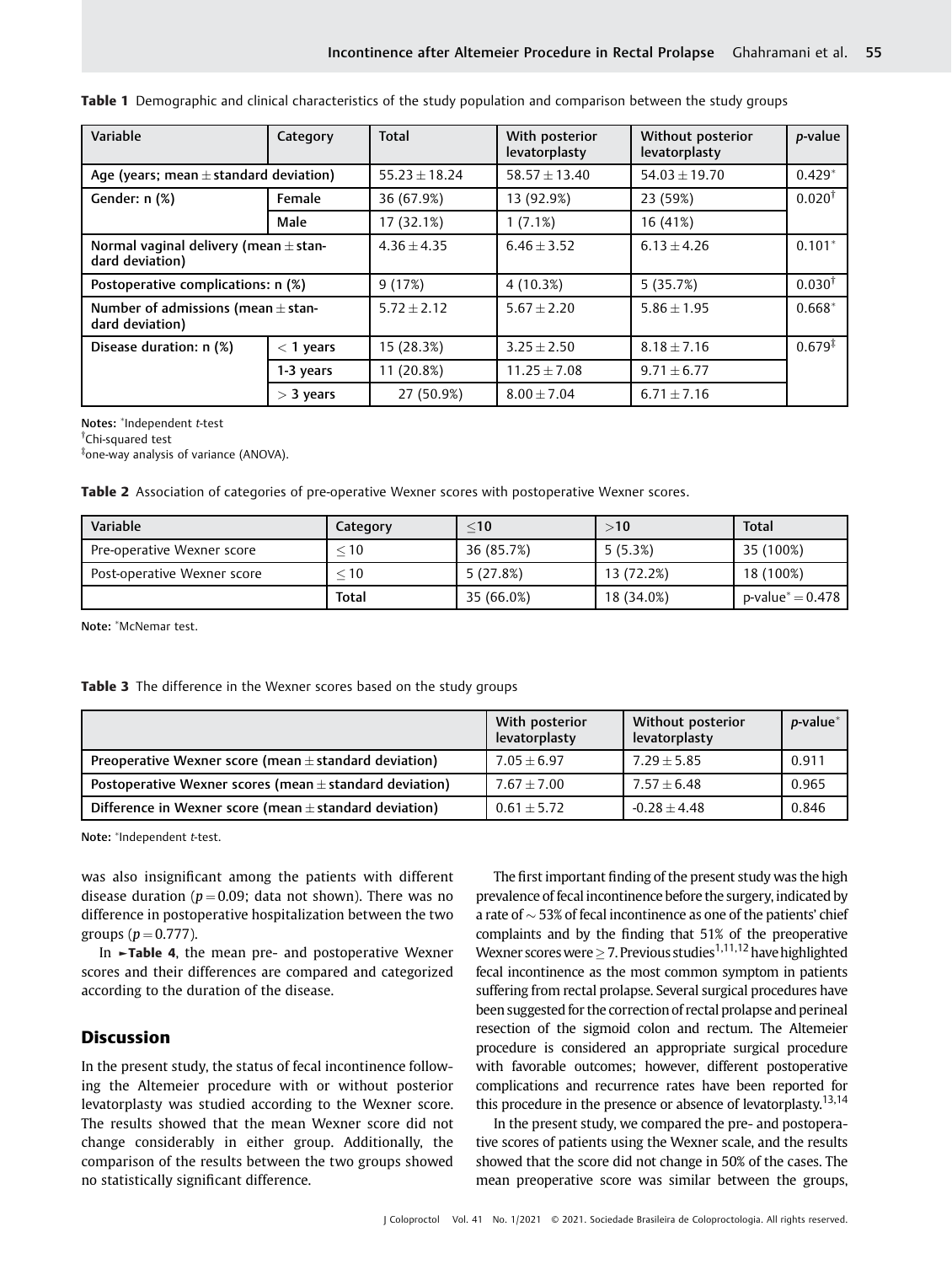**Table 1** Demographic and clinical characteristics of the study population and comparison between the study groups

| Variable | Category | Total | With posterior levatorplasty | Without posterior levatorplasty | *p*-value |
|---|---|---|---|---|---|
| Age (years; mean ± standard deviation) | | 55.23 ± 18.24 | 58.57 ± 13.40 | 54.03 ± 19.70 | 0.429* |
| Gender: n (%) | Female | 36 (67.9%) | 13 (92.9%) | 23 (59%) | 0.020† |
| | Male | 17 (32.1%) | 1 (7.1%) | 16 (41%) | |
| Normal vaginal delivery (mean ± standard deviation) | | 4.36 ± 4.35 | 6.46 ± 3.52 | 6.13 ± 4.26 | 0.101* |
| Postoperative complications: n (%) | | 9 (17%) | 4 (10.3%) | 5 (35.7%) | 0.030† |
| Number of admissions (mean ± standard deviation) | | 5.72 ± 2.12 | 5.67 ± 2.20 | 5.86 ± 1.95 | 0.668* |
| Disease duration: n (%) | < 1 years | 15 (28.3%) | 3.25 ± 2.50 | 8.18 ± 7.16 | 0.679‡ |
| | 1-3 years | 11 (20.8%) | 11.25 ± 7.08 | 9.71 ± 6.77 | |
| | > 3 years | 27 (50.9%) | 8.00 ± 7.04 | 6.71 ± 7.16 | |

**Notes:** *Independent *t*-test
†Chi-squared test
‡one-way analysis of variance (ANOVA).

**Table 2** Association of categories of pre-operative Wexner scores with postoperative Wexner scores.

| Variable | Category | ≤10 | >10 | Total |
|---|---|---|---|---|
| Pre-operative Wexner score | ≤ 10 | 36 (85.7%) | 5 (5.3%) | 35 (100%) |
| Post-operative Wexner score | ≤ 10 | 5 (27.8%) | 13 (72.2%) | 18 (100%) |
| | Total | 35 (66.0%) | 18 (34.0%) | p-value* = 0.478 |

**Note:** *McNemar test.

**Table 3** The difference in the Wexner scores based on the study groups

| | With posterior levatorplasty | Without posterior levatorplasty | *p*-value* |
|---|---|---|---|
| Preoperative Wexner score (mean ± standard deviation) | 7.05 ± 6.97 | 7.29 ± 5.85 | 0.911 |
| Postoperative Wexner scores (mean ± standard deviation) | 7.67 ± 7.00 | 7.57 ± 6.48 | 0.965 |
| Difference in Wexner score (mean ± standard deviation) | 0.61 ± 5.72 | -0.28 ± 4.48 | 0.846 |

**Note:** *Independent *t*-test.

was also insignificant among the patients with different disease duration ($p = 0.09$; data not shown). There was no difference in postoperative hospitalization between the two groups ($p = 0.777$).

In ►**Table 4**, the mean pre- and postoperative Wexner scores and their differences are compared and categorized according to the duration of the disease.

## Discussion

In the present study, the status of fecal incontinence following the Altemeier procedure with or without posterior levatorplasty was studied according to the Wexner score. The results showed that the mean Wexner score did not change considerably in either group. Additionally, the comparison of the results between the two groups showed no statistically significant difference.

The first important finding of the present study was the high prevalence of fecal incontinence before the surgery, indicated by a rate of ~ 53% of fecal incontinence as one of the patients' chief complaints and by the finding that 51% of the preoperative Wexner scores were ≥ 7. Previous studies[1,11,12] have highlighted fecal incontinence as the most common symptom in patients suffering from rectal prolapse. Several surgical procedures have been suggested for the correction of rectal prolapse and perineal resection of the sigmoid colon and rectum. The Altemeier procedure is considered an appropriate surgical procedure with favorable outcomes; however, different postoperative complications and recurrence rates have been reported for this procedure in the presence or absence of levatorplasty.[13,14]

In the present study, we compared the pre- and postoperative scores of patients using the Wexner scale, and the results showed that the score did not change in 50% of the cases. The mean preoperative score was similar between the groups,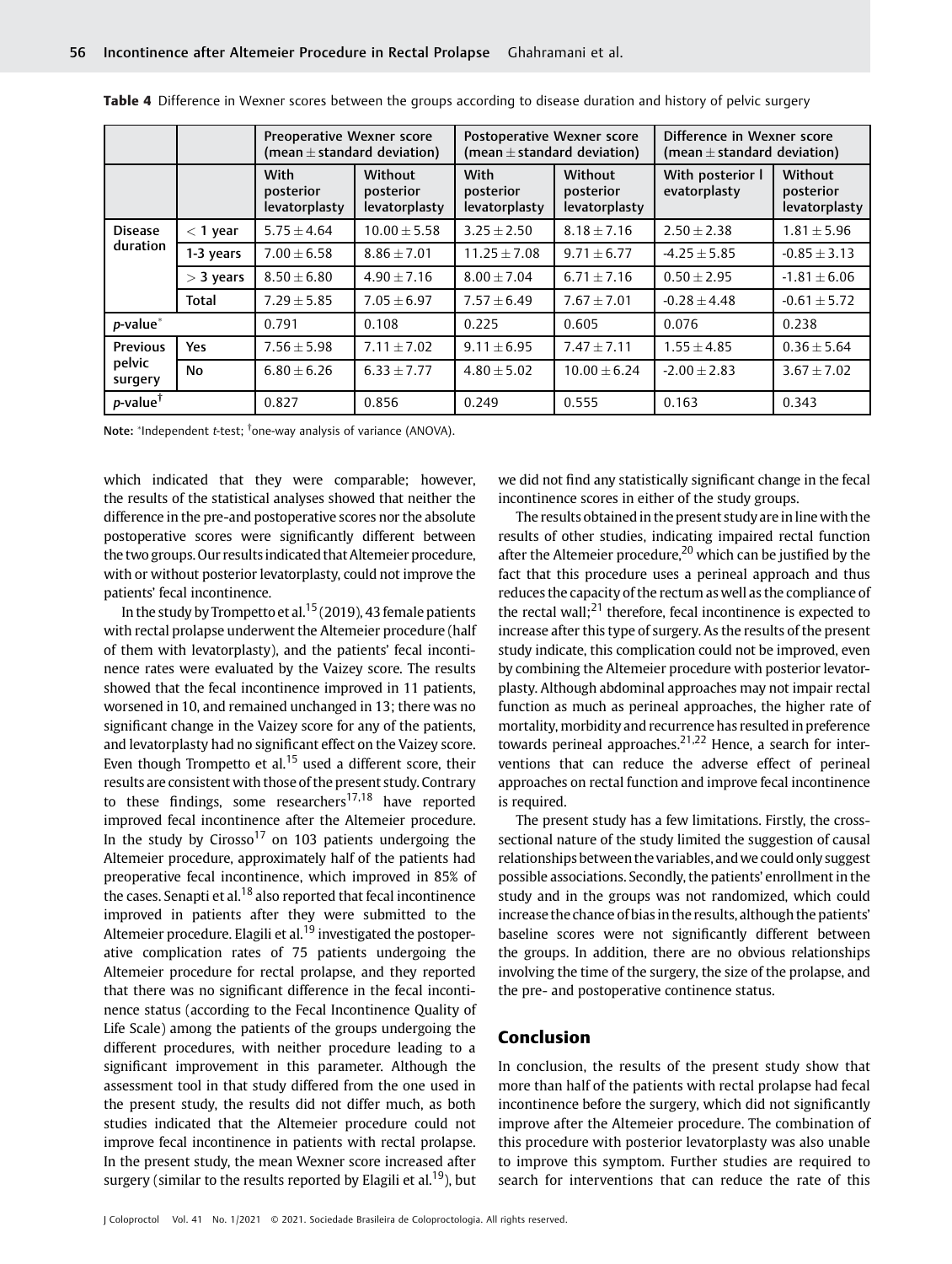**Table 4** Difference in Wexner scores between the groups according to disease duration and history of pelvic surgery

| | | Preoperative Wexner score (mean ± standard deviation) | | Postoperative Wexner score (mean ± standard deviation) | | Difference in Wexner score (mean ± standard deviation) | |
|---|---|---|---|---|---|---|---|
| | | With posterior levatorplasty | Without posterior levatorplasty | With posterior levatorplasty | Without posterior levatorplasty | With posterior l evatorplasty | Without posterior levatorplasty |
| Disease duration | < 1 year | 5.75 ± 4.64 | 10.00 ± 5.58 | 3.25 ± 2.50 | 8.18 ± 7.16 | 2.50 ± 2.38 | 1.81 ± 5.96 |
| | 1-3 years | 7.00 ± 6.58 | 8.86 ± 7.01 | 11.25 ± 7.08 | 9.71 ± 6.77 | -4.25 ± 5.85 | -0.85 ± 3.13 |
| | > 3 years | 8.50 ± 6.80 | 4.90 ± 7.16 | 8.00 ± 7.04 | 6.71 ± 7.16 | 0.50 ± 2.95 | -1.81 ± 6.06 |
| | Total | 7.29 ± 5.85 | 7.05 ± 6.97 | 7.57 ± 6.49 | 7.67 ± 7.01 | -0.28 ± 4.48 | -0.61 ± 5.72 |
| *p*-value* | | 0.791 | 0.108 | 0.225 | 0.605 | 0.076 | 0.238 |
| Previous pelvic surgery | Yes | 7.56 ± 5.98 | 7.11 ± 7.02 | 9.11 ± 6.95 | 7.47 ± 7.11 | 1.55 ± 4.85 | 0.36 ± 5.64 |
| | No | 6.80 ± 6.26 | 6.33 ± 7.77 | 4.80 ± 5.02 | 10.00 ± 6.24 | -2.00 ± 2.83 | 3.67 ± 7.02 |
| *p*-value† | | 0.827 | 0.856 | 0.249 | 0.555 | 0.163 | 0.343 |

**Note:** *Independent *t*-test; †one-way analysis of variance (ANOVA).

which indicated that they were comparable; however, the results of the statistical analyses showed that neither the difference in the pre-and postoperative scores nor the absolute postoperative scores were significantly different between the two groups. Our results indicated that Altemeier procedure, with or without posterior levatorplasty, could not improve the patients' fecal incontinence.

In the study by Trompetto et al.[15] (2019), 43 female patients with rectal prolapse underwent the Altemeier procedure (half of them with levatorplasty), and the patients' fecal incontinence rates were evaluated by the Vaizey score. The results showed that the fecal incontinence improved in 11 patients, worsened in 10, and remained unchanged in 13; there was no significant change in the Vaizey score for any of the patients, and levatorplasty had no significant effect on the Vaizey score. Even though Trompetto et al.[15] used a different score, their results are consistent with those of the present study. Contrary to these findings, some researchers[17,18] have reported improved fecal incontinence after the Altemeier procedure. In the study by Cirosso[17] on 103 patients undergoing the Altemeier procedure, approximately half of the patients had preoperative fecal incontinence, which improved in 85% of the cases. Senapti et al.[18] also reported that fecal incontinence improved in patients after they were submitted to the Altemeier procedure. Elagili et al.[19] investigated the postoperative complication rates of 75 patients undergoing the Altemeier procedure for rectal prolapse, and they reported that there was no significant difference in the fecal incontinence status (according to the Fecal Incontinence Quality of Life Scale) among the patients of the groups undergoing the different procedures, with neither procedure leading to a significant improvement in this parameter. Although the assessment tool in that study differed from the one used in the present study, the results did not differ much, as both studies indicated that the Altemeier procedure could not improve fecal incontinence in patients with rectal prolapse. In the present study, the mean Wexner score increased after surgery (similar to the results reported by Elagili et al.[19]), but we did not find any statistically significant change in the fecal incontinence scores in either of the study groups.

The results obtained in the present study are in line with the results of other studies, indicating impaired rectal function after the Altemeier procedure,[20] which can be justified by the fact that this procedure uses a perineal approach and thus reduces the capacity of the rectum as well as the compliance of the rectal wall;[21] therefore, fecal incontinence is expected to increase after this type of surgery. As the results of the present study indicate, this complication could not be improved, even by combining the Altemeier procedure with posterior levatorplasty. Although abdominal approaches may not impair rectal function as much as perineal approaches, the higher rate of mortality, morbidity and recurrence has resulted in preference towards perineal approaches.[21,22] Hence, a search for interventions that can reduce the adverse effect of perineal approaches on rectal function and improve fecal incontinence is required.

The present study has a few limitations. Firstly, the cross-sectional nature of the study limited the suggestion of causal relationships between the variables, and we could only suggest possible associations. Secondly, the patients' enrollment in the study and in the groups was not randomized, which could increase the chance of bias in the results, although the patients' baseline scores were not significantly different between the groups. In addition, there are no obvious relationships involving the time of the surgery, the size of the prolapse, and the pre- and postoperative continence status.

## Conclusion

In conclusion, the results of the present study show that more than half of the patients with rectal prolapse had fecal incontinence before the surgery, which did not significantly improve after the Altemeier procedure. The combination of this procedure with posterior levatorplasty was also unable to improve this symptom. Further studies are required to search for interventions that can reduce the rate of this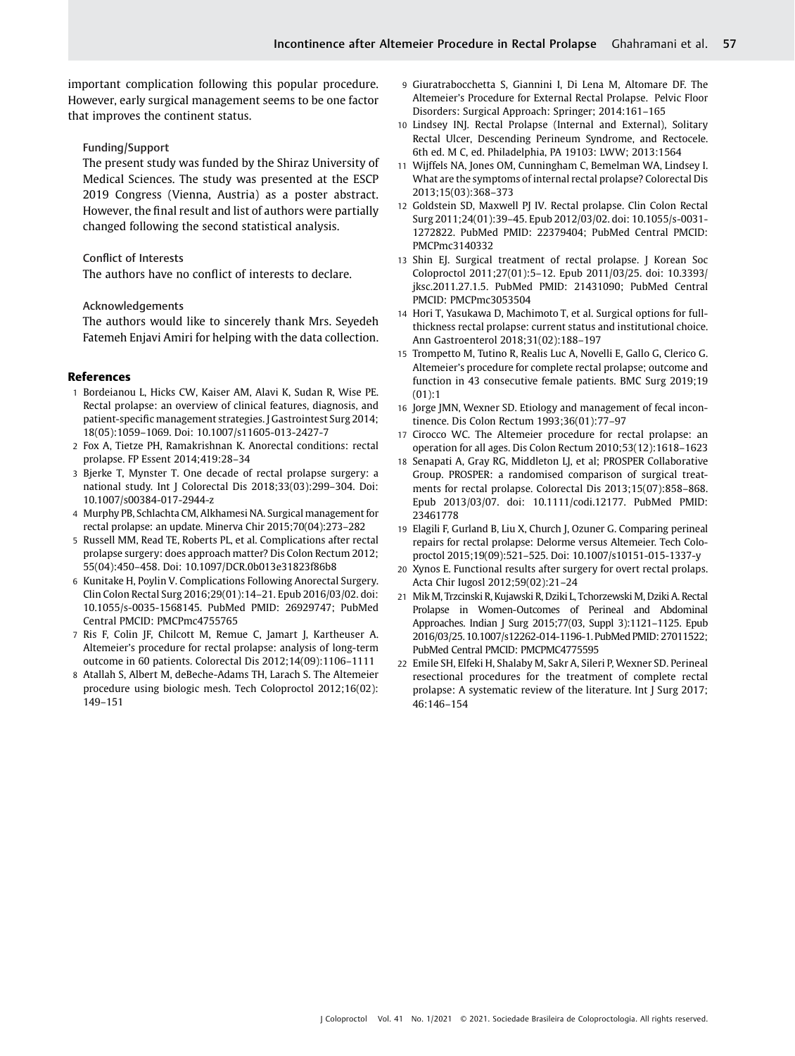important complication following this popular procedure. However, early surgical management seems to be one factor that improves the continent status.

Funding/Support

The present study was funded by the Shiraz University of Medical Sciences. The study was presented at the ESCP 2019 Congress (Vienna, Austria) as a poster abstract. However, the final result and list of authors were partially changed following the second statistical analysis.

Conflict of Interests

The authors have no conflict of interests to declare.

Acknowledgements

The authors would like to sincerely thank Mrs. Seyedeh Fatemeh Enjavi Amiri for helping with the data collection.

## References

1. Bordeianou L, Hicks CW, Kaiser AM, Alavi K, Sudan R, Wise PE. Rectal prolapse: an overview of clinical features, diagnosis, and patient-specific management strategies. J Gastrointest Surg 2014; 18(05):1059–1069. Doi: 10.1007/s11605-013-2427-7
2. Fox A, Tietze PH, Ramakrishnan K. Anorectal conditions: rectal prolapse. FP Essent 2014;419:28–34
3. Bjerke T, Mynster T. One decade of rectal prolapse surgery: a national study. Int J Colorectal Dis 2018;33(03):299–304. Doi: 10.1007/s00384-017-2944-z
4. Murphy PB, Schlachta CM, Alkhamesi NA. Surgical management for rectal prolapse: an update. Minerva Chir 2015;70(04):273–282
5. Russell MM, Read TE, Roberts PL, et al. Complications after rectal prolapse surgery: does approach matter? Dis Colon Rectum 2012; 55(04):450–458. Doi: 10.1097/DCR.0b013e31823f86b8
6. Kunitake H, Poylin V. Complications Following Anorectal Surgery. Clin Colon Rectal Surg 2016;29(01):14–21. Epub 2016/03/02. doi: 10.1055/s-0035-1568145. PubMed PMID: 26929747; PubMed Central PMCID: PMCPmc4755765
7. Ris F, Colin JF, Chilcott M, Remue C, Jamart J, Kartheuser A. Altemeier's procedure for rectal prolapse: analysis of long-term outcome in 60 patients. Colorectal Dis 2012;14(09):1106–1111
8. Atallah S, Albert M, deBeche-Adams TH, Larach S. The Altemeier procedure using biologic mesh. Tech Coloproctol 2012;16(02): 149–151
9. Giuratrabocchetta S, Giannini I, Di Lena M, Altomare DF. The Altemeier's Procedure for External Rectal Prolapse. Pelvic Floor Disorders: Surgical Approach: Springer; 2014:161–165
10. Lindsey INJ. Rectal Prolapse (Internal and External), Solitary Rectal Ulcer, Descending Perineum Syndrome, and Rectocele. 6th ed. M C, ed. Philadelphia, PA 19103: LWW; 2013:1564
11. Wijffels NA, Jones OM, Cunningham C, Bemelman WA, Lindsey I. What are the symptoms of internal rectal prolapse? Colorectal Dis 2013;15(03):368–373
12. Goldstein SD, Maxwell PJ IV. Rectal prolapse. Clin Colon Rectal Surg 2011;24(01):39–45. Epub 2012/03/02. doi: 10.1055/s-0031-1272822. PubMed PMID: 22379404; PubMed Central PMCID: PMCPmc3140332
13. Shin EJ. Surgical treatment of rectal prolapse. J Korean Soc Coloproctol 2011;27(01):5–12. Epub 2011/03/25. doi: 10.3393/jksc.2011.27.1.5. PubMed PMID: 21431090; PubMed Central PMCID: PMCPmc3053504
14. Hori T, Yasukawa D, Machimoto T, et al. Surgical options for full-thickness rectal prolapse: current status and institutional choice. Ann Gastroenterol 2018;31(02):188–197
15. Trompetto M, Tutino R, Realis Luc A, Novelli E, Gallo G, Clerico G. Altemeier's procedure for complete rectal prolapse; outcome and function in 43 consecutive female patients. BMC Surg 2019;19 (01):1
16. Jorge JMN, Wexner SD. Etiology and management of fecal incontinence. Dis Colon Rectum 1993;36(01):77–97
17. Cirocco WC. The Altemeier procedure for rectal prolapse: an operation for all ages. Dis Colon Rectum 2010;53(12):1618–1623
18. Senapati A, Gray RG, Middleton LJ, et al; PROSPER Collaborative Group. PROSPER: a randomised comparison of surgical treatments for rectal prolapse. Colorectal Dis 2013;15(07):858–868. Epub 2013/03/07. doi: 10.1111/codi.12177. PubMed PMID: 23461778
19. Elagili F, Gurland B, Liu X, Church J, Ozuner G. Comparing perineal repairs for rectal prolapse: Delorme versus Altemeier. Tech Coloproctol 2015;19(09):521–525. Doi: 10.1007/s10151-015-1337-y
20. Xynos E. Functional results after surgery for overt rectal prolaps. Acta Chir Iugosl 2012;59(02):21–24
21. Mik M, Trzcinski R, Kujawski R, Dziki L, Tchorzewski M, Dziki A. Rectal Prolapse in Women-Outcomes of Perineal and Abdominal Approaches. Indian J Surg 2015;77(03, Suppl 3):1121–1125. Epub 2016/03/25. 10.1007/s12262-014-1196-1. PubMed PMID: 27011522; PubMed Central PMCID: PMCPMC4775595
22. Emile SH, Elfeki H, Shalaby M, Sakr A, Sileri P, Wexner SD. Perineal resectional procedures for the treatment of complete rectal prolapse: A systematic review of the literature. Int J Surg 2017; 46:146–154